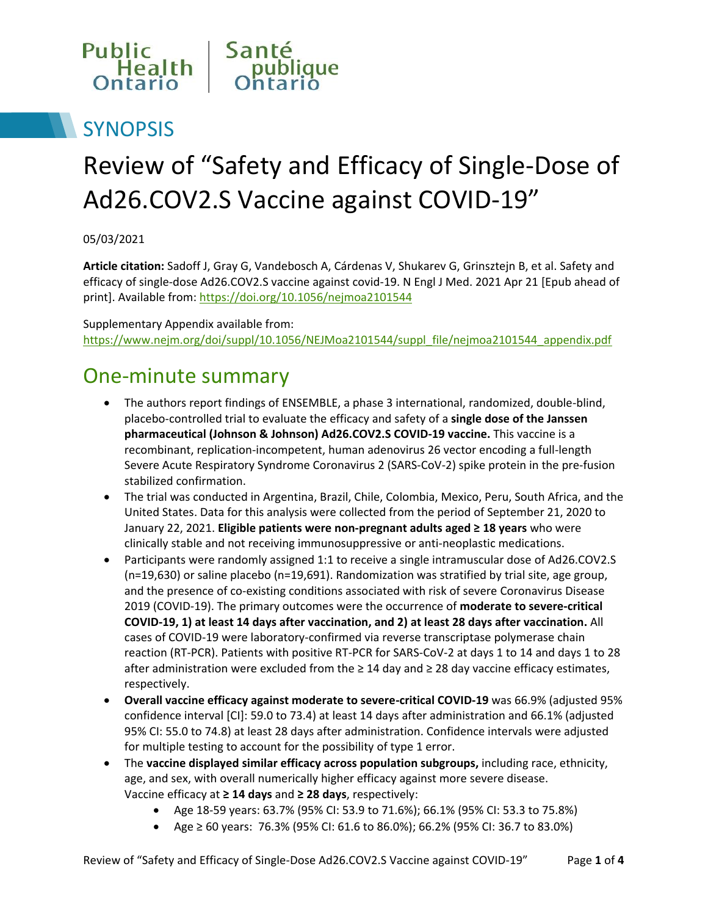Public Health Ontario | Santé publique Ontario

# SYNOPSIS

# Review of "Safety and Efficacy of Single-Dose of Ad26.COV2.S Vaccine against COVID-19"

05/03/2021

**Article citation:** Sadoff J, Gray G, Vandebosch A, Cárdenas V, Shukarev G, Grinsztejn B, et al. Safety and efficacy of single-dose Ad26.COV2.S vaccine against covid-19. N Engl J Med. 2021 Apr 21 [Epub ahead of print]. Available from: https://doi.org/10.1056/nejmoa2101544

Supplementary Appendix available from: https://www.nejm.org/doi/suppl/10.1056/NEJMoa2101544/suppl_file/nejmoa2101544_appendix.pdf

## One-minute summary

- The authors report findings of ENSEMBLE, a phase 3 international, randomized, double-blind, placebo-controlled trial to evaluate the efficacy and safety of a **single dose of the Janssen pharmaceutical (Johnson & Johnson) Ad26.COV2.S COVID-19 vaccine.** This vaccine is a recombinant, replication-incompetent, human adenovirus 26 vector encoding a full-length Severe Acute Respiratory Syndrome Coronavirus 2 (SARS-CoV-2) spike protein in the pre-fusion stabilized confirmation.
- The trial was conducted in Argentina, Brazil, Chile, Colombia, Mexico, Peru, South Africa, and the United States. Data for this analysis were collected from the period of September 21, 2020 to January 22, 2021. **Eligible patients were non-pregnant adults aged ≥ 18 years** who were clinically stable and not receiving immunosuppressive or anti-neoplastic medications.
- Participants were randomly assigned 1:1 to receive a single intramuscular dose of Ad26.COV2.S (n=19,630) or saline placebo (n=19,691). Randomization was stratified by trial site, age group, and the presence of co-existing conditions associated with risk of severe Coronavirus Disease 2019 (COVID-19). The primary outcomes were the occurrence of **moderate to severe-critical COVID-19, 1) at least 14 days after vaccination, and 2) at least 28 days after vaccination.** All cases of COVID-19 were laboratory-confirmed via reverse transcriptase polymerase chain reaction (RT-PCR). Patients with positive RT-PCR for SARS-CoV-2 at days 1 to 14 and days 1 to 28 after administration were excluded from the ≥ 14 day and ≥ 28 day vaccine efficacy estimates, respectively.
- **Overall vaccine efficacy against moderate to severe-critical COVID-19** was 66.9% (adjusted 95% confidence interval [CI]: 59.0 to 73.4) at least 14 days after administration and 66.1% (adjusted 95% CI: 55.0 to 74.8) at least 28 days after administration. Confidence intervals were adjusted for multiple testing to account for the possibility of type 1 error.
- The **vaccine displayed similar efficacy across population subgroups,** including race, ethnicity, age, and sex, with overall numerically higher efficacy against more severe disease. Vaccine efficacy at **≥ 14 days** and **≥ 28 days**, respectively:
  - Age 18-59 years: 63.7% (95% CI: 53.9 to 71.6%); 66.1% (95% CI: 53.3 to 75.8%)
  - Age ≥ 60 years: 76.3% (95% CI: 61.6 to 86.0%); 66.2% (95% CI: 36.7 to 83.0%)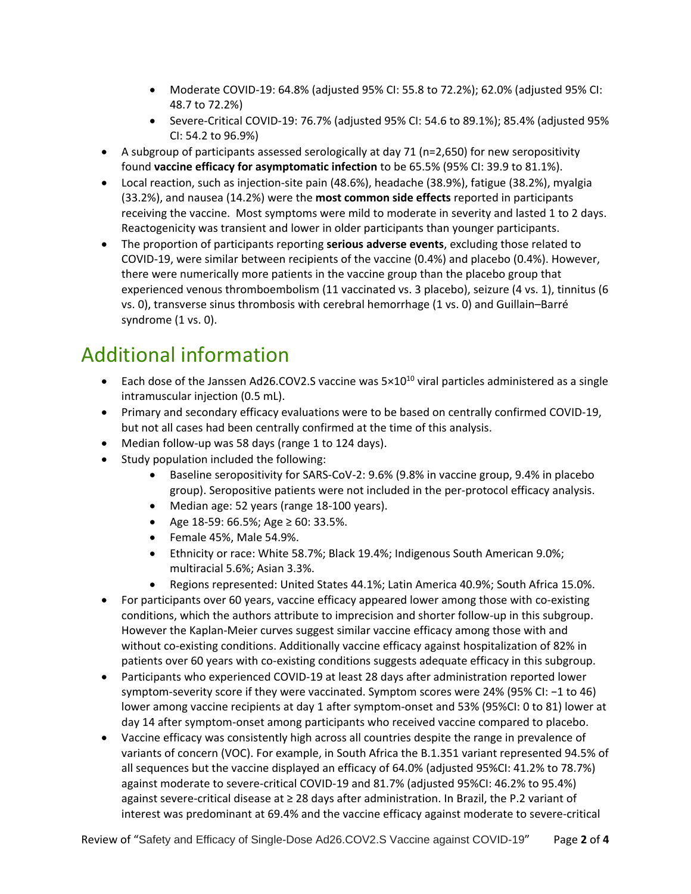- Moderate COVID-19: 64.8% (adjusted 95% CI: 55.8 to 72.2%); 62.0% (adjusted 95% CI: 48.7 to 72.2%)
    - Severe-Critical COVID-19: 76.7% (adjusted 95% CI: 54.6 to 89.1%); 85.4% (adjusted 95% CI: 54.2 to 96.9%)
- A subgroup of participants assessed serologically at day 71 (n=2,650) for new seropositivity found **vaccine efficacy for asymptomatic infection** to be 65.5% (95% CI: 39.9 to 81.1%).
- Local reaction, such as injection-site pain (48.6%), headache (38.9%), fatigue (38.2%), myalgia (33.2%), and nausea (14.2%) were the **most common side effects** reported in participants receiving the vaccine. Most symptoms were mild to moderate in severity and lasted 1 to 2 days. Reactogenicity was transient and lower in older participants than younger participants.
- The proportion of participants reporting **serious adverse events**, excluding those related to COVID-19, were similar between recipients of the vaccine (0.4%) and placebo (0.4%). However, there were numerically more patients in the vaccine group than the placebo group that experienced venous thromboembolism (11 vaccinated vs. 3 placebo), seizure (4 vs. 1), tinnitus (6 vs. 0), transverse sinus thrombosis with cerebral hemorrhage (1 vs. 0) and Guillain–Barré syndrome (1 vs. 0).

## Additional information

- Each dose of the Janssen Ad26.COV2.S vaccine was $5 \times 10^{10}$ viral particles administered as a single intramuscular injection (0.5 mL).
- Primary and secondary efficacy evaluations were to be based on centrally confirmed COVID-19, but not all cases had been centrally confirmed at the time of this analysis.
- Median follow-up was 58 days (range 1 to 124 days).
- Study population included the following:
    - Baseline seropositivity for SARS-CoV-2: 9.6% (9.8% in vaccine group, 9.4% in placebo group). Seropositive patients were not included in the per-protocol efficacy analysis.
    - Median age: 52 years (range 18-100 years).
    - Age 18-59: 66.5%; Age ≥ 60: 33.5%.
    - Female 45%, Male 54.9%.
    - Ethnicity or race: White 58.7%; Black 19.4%; Indigenous South American 9.0%; multiracial 5.6%; Asian 3.3%.
    - Regions represented: United States 44.1%; Latin America 40.9%; South Africa 15.0%.
- For participants over 60 years, vaccine efficacy appeared lower among those with co-existing conditions, which the authors attribute to imprecision and shorter follow-up in this subgroup. However the Kaplan-Meier curves suggest similar vaccine efficacy among those with and without co-existing conditions. Additionally vaccine efficacy against hospitalization of 82% in patients over 60 years with co-existing conditions suggests adequate efficacy in this subgroup.
- Participants who experienced COVID-19 at least 28 days after administration reported lower symptom-severity score if they were vaccinated. Symptom scores were 24% (95% CI: −1 to 46) lower among vaccine recipients at day 1 after symptom-onset and 53% (95%CI: 0 to 81) lower at day 14 after symptom-onset among participants who received vaccine compared to placebo.
- Vaccine efficacy was consistently high across all countries despite the range in prevalence of variants of concern (VOC). For example, in South Africa the B.1.351 variant represented 94.5% of all sequences but the vaccine displayed an efficacy of 64.0% (adjusted 95%CI: 41.2% to 78.7%) against moderate to severe-critical COVID-19 and 81.7% (adjusted 95%CI: 46.2% to 95.4%) against severe-critical disease at ≥ 28 days after administration. In Brazil, the P.2 variant of interest was predominant at 69.4% and the vaccine efficacy against moderate to severe-critical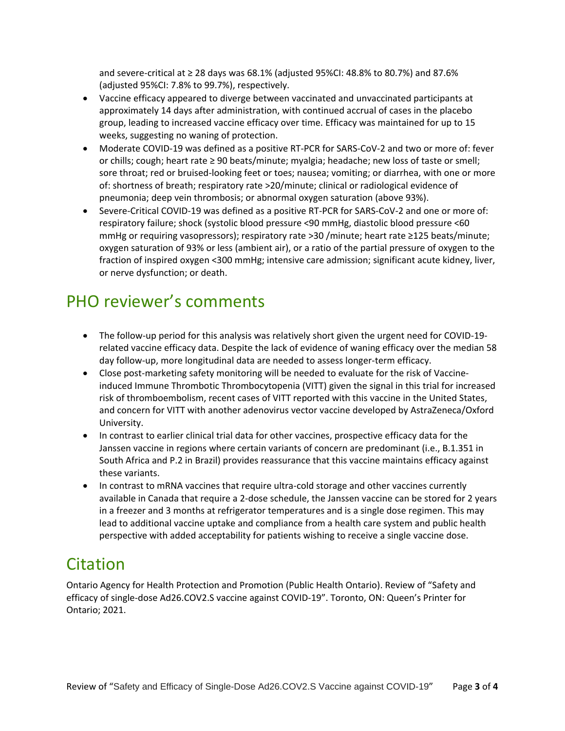and severe-critical at ≥ 28 days was 68.1% (adjusted 95%CI: 48.8% to 80.7%) and 87.6% (adjusted 95%CI: 7.8% to 99.7%), respectively.

- Vaccine efficacy appeared to diverge between vaccinated and unvaccinated participants at approximately 14 days after administration, with continued accrual of cases in the placebo group, leading to increased vaccine efficacy over time. Efficacy was maintained for up to 15 weeks, suggesting no waning of protection.
- Moderate COVID-19 was defined as a positive RT-PCR for SARS-CoV-2 and two or more of: fever or chills; cough; heart rate ≥ 90 beats/minute; myalgia; headache; new loss of taste or smell; sore throat; red or bruised-looking feet or toes; nausea; vomiting; or diarrhea, with one or more of: shortness of breath; respiratory rate >20/minute; clinical or radiological evidence of pneumonia; deep vein thrombosis; or abnormal oxygen saturation (above 93%).
- Severe-Critical COVID-19 was defined as a positive RT-PCR for SARS-CoV-2 and one or more of: respiratory failure; shock (systolic blood pressure <90 mmHg, diastolic blood pressure <60 mmHg or requiring vasopressors); respiratory rate >30 /minute; heart rate ≥125 beats/minute; oxygen saturation of 93% or less (ambient air), or a ratio of the partial pressure of oxygen to the fraction of inspired oxygen <300 mmHg; intensive care admission; significant acute kidney, liver, or nerve dysfunction; or death.

# PHO reviewer's comments

- The follow-up period for this analysis was relatively short given the urgent need for COVID-19-related vaccine efficacy data. Despite the lack of evidence of waning efficacy over the median 58 day follow-up, more longitudinal data are needed to assess longer-term efficacy.
- Close post-marketing safety monitoring will be needed to evaluate for the risk of Vaccine-induced Immune Thrombotic Thrombocytopenia (VITT) given the signal in this trial for increased risk of thromboembolism, recent cases of VITT reported with this vaccine in the United States, and concern for VITT with another adenovirus vector vaccine developed by AstraZeneca/Oxford University.
- In contrast to earlier clinical trial data for other vaccines, prospective efficacy data for the Janssen vaccine in regions where certain variants of concern are predominant (i.e., B.1.351 in South Africa and P.2 in Brazil) provides reassurance that this vaccine maintains efficacy against these variants.
- In contrast to mRNA vaccines that require ultra-cold storage and other vaccines currently available in Canada that require a 2-dose schedule, the Janssen vaccine can be stored for 2 years in a freezer and 3 months at refrigerator temperatures and is a single dose regimen. This may lead to additional vaccine uptake and compliance from a health care system and public health perspective with added acceptability for patients wishing to receive a single vaccine dose.

# Citation

Ontario Agency for Health Protection and Promotion (Public Health Ontario). Review of "Safety and efficacy of single-dose Ad26.COV2.S vaccine against COVID-19". Toronto, ON: Queen's Printer for Ontario; 2021.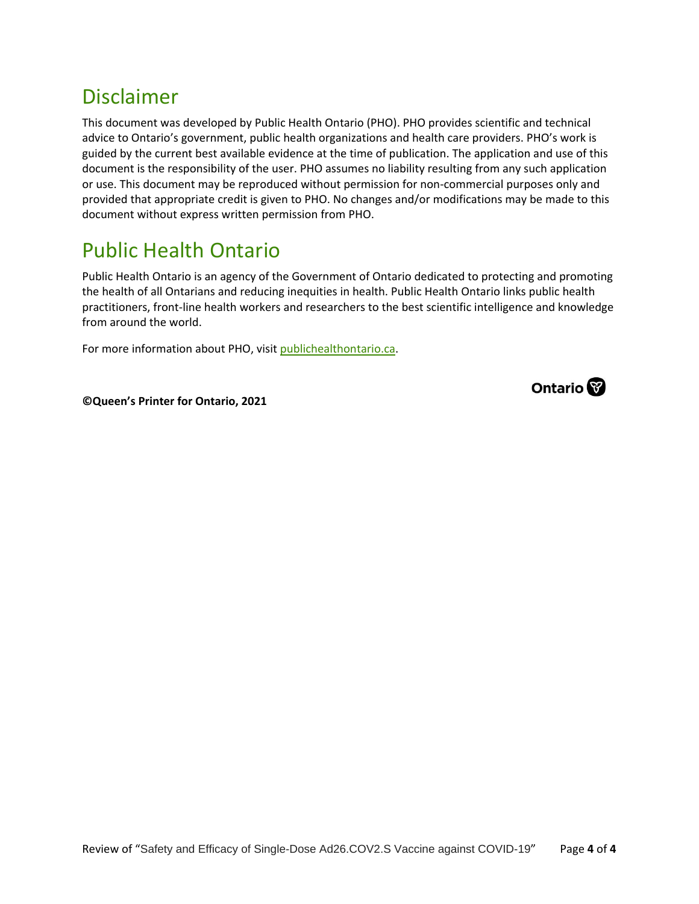## Disclaimer

This document was developed by Public Health Ontario (PHO). PHO provides scientific and technical advice to Ontario's government, public health organizations and health care providers. PHO's work is guided by the current best available evidence at the time of publication. The application and use of this document is the responsibility of the user. PHO assumes no liability resulting from any such application or use. This document may be reproduced without permission for non-commercial purposes only and provided that appropriate credit is given to PHO. No changes and/or modifications may be made to this document without express written permission from PHO.

## Public Health Ontario

Public Health Ontario is an agency of the Government of Ontario dedicated to protecting and promoting the health of all Ontarians and reducing inequities in health. Public Health Ontario links public health practitioners, front-line health workers and researchers to the best scientific intelligence and knowledge from around the world.

For more information about PHO, visit publichealthontario.ca.

Ontario

**©Queen's Printer for Ontario, 2021**